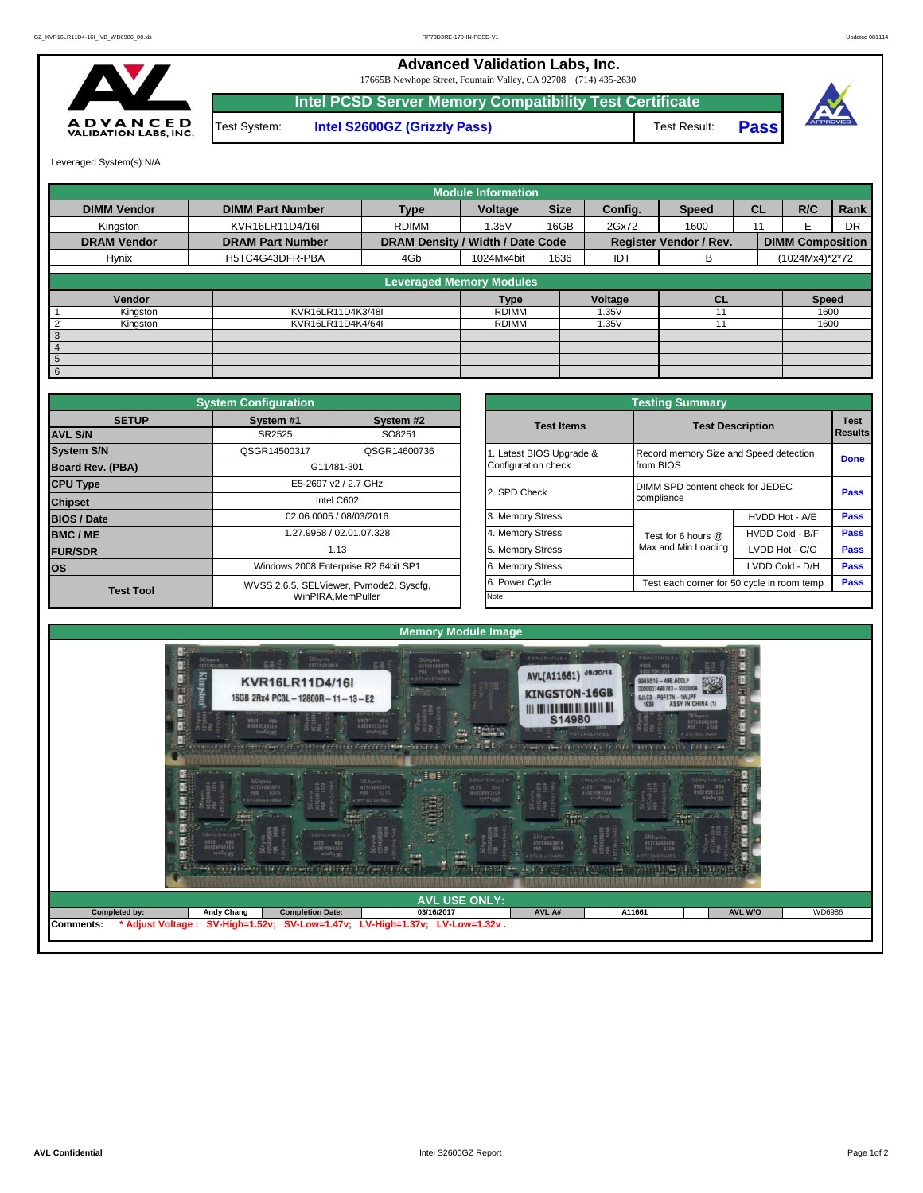# Advanced Validation Labs, Inc.

17665B Newhope Street, Fountain Valley, CA 92708 (714) 435-2630

## Intel PCSD Server Memory Compatibility Test Certificate

Test System: **Intel S2600GZ (Grizzly Pass)** Test Result: **Pass**

Leveraged System(s):N/A

| Module Information | | | | | | | | | |
|---|---|---|---|---|---|---|---|---|---|
| **DIMM Vendor** | **DIMM Part Number** | **Type** | **Voltage** | **Size** | **Config.** | **Speed** | **CL** | **R/C** | **Rank** |
| Kingston | KVR16LR11D4/16I | RDIMM | 1.35V | 16GB | 2Gx72 | 1600 | 11 | E | DR |
| **DRAM Vendor** | **DRAM Part Number** | **DRAM Density / Width / Date Code** | | | **Register Vendor / Rev.** | | **DIMM Composition** | | |
| Hynix | H5TC4G43DFR-PBA | 4Gb | 1024Mx4bit | 1636 | IDT | B | (1024Mx4)*2*72 | | |

**Leveraged Memory Modules**

| | Vendor | | Type | Voltage | CL | Speed |
|---|---|---|---|---|---|---|
| 1 | Kingston | KVR16LR11D4K3/48I | RDIMM | 1.35V | 11 | 1600 |
| 2 | Kingston | KVR16LR11D4K4/64I | RDIMM | 1.35V | 11 | 1600 |
| 3 | | | | | | |
| 4 | | | | | | |
| 5 | | | | | | |
| 6 | | | | | | |

**System Configuration**

| SETUP | System #1 | System #2 |
|---|---|---|
| AVL S/N | SR2525 | SO8251 |
| System S/N | QSGR14500317 | QSGR14600736 |
| Board Rev. (PBA) | G11481-301 | |
| CPU Type | E5-2697 v2 / 2.7 GHz | |
| Chipset | Intel C602 | |
| BIOS / Date | 02.06.0005 / 08/03/2016 | |
| BMC / ME | 1.27.9958 / 02.01.07.328 | |
| FUR/SDR | 1.13 | |
| OS | Windows 2008 Enterprise R2 64bit SP1 | |
| Test Tool | iWVSS 2.6.5, SELViewer, Pvmode2, Syscfg, WinPIRA,MemPuller | |

**Testing Summary**

| Test Items | Test Description | | Test Results |
|---|---|---|---|
| 1. Latest BIOS Upgrade & Configuration check | Record memory Size and Speed detection from BIOS | | Done |
| 2. SPD Check | DIMM SPD content check for JEDEC compliance | | Pass |
| 3. Memory Stress | Test for 6 hours @ Max and Min Loading | HVDD Hot - A/E | Pass |
| 4. Memory Stress | | HVDD Cold - B/F | Pass |
| 5. Memory Stress | | LVDD Hot - C/G | Pass |
| 6. Memory Stress | | LVDD Cold - D/H | Pass |
| 6. Power Cycle | Test each corner for 50 cycle in room temp | | Pass |
| Note: | | | |

**Memory Module Image**

**AVL USE ONLY:**

| Completed by: | Andy Chang | Completion Date: | 03/16/2017 | AVL A# | A11661 | AVL W/O | WD6986 |
|---|---|---|---|---|---|---|---|

Comments: * Adjust Voltage : SV-High=1.52v; SV-Low=1.47v; LV-High=1.37v; LV-Low=1.32v .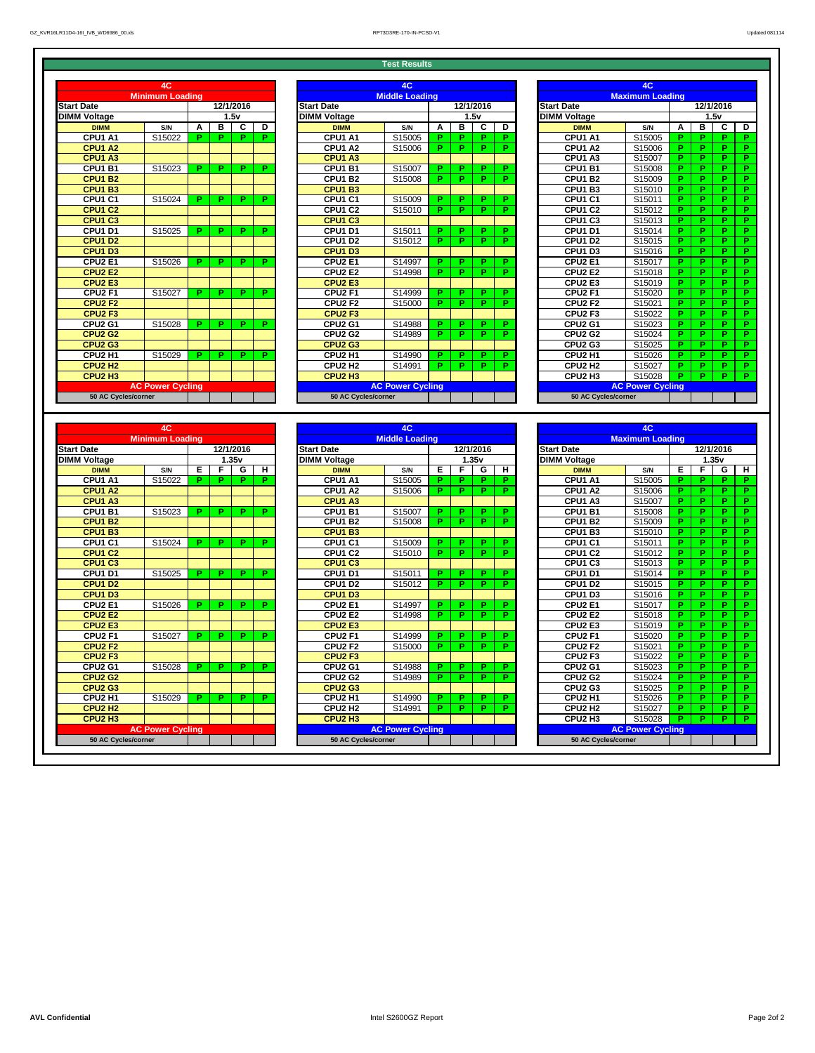# Test Results

| 4C Minimum Loading | | | | | |
|---|---|---|---|---|---|
| **Start Date** | | 12/1/2016 | | | |
| **DIMM Voltage** | | 1.5v | | | |
| **DIMM** | **S/N** | **A** | **B** | **C** | **D** |
| CPU1 A1 | S15022 | P | P | P | P |
| CPU1 A2 | | | | | |
| CPU1 A3 | | | | | |
| CPU1 B1 | S15023 | P | P | P | P |
| CPU1 B2 | | | | | |
| CPU1 B3 | | | | | |
| CPU1 C1 | S15024 | P | P | P | P |
| CPU1 C2 | | | | | |
| CPU1 C3 | | | | | |
| CPU1 D1 | S15025 | P | P | P | P |
| CPU1 D2 | | | | | |
| CPU1 D3 | | | | | |
| CPU2 E1 | S15026 | P | P | P | P |
| CPU2 E2 | | | | | |
| CPU2 E3 | | | | | |
| CPU2 F1 | S15027 | P | P | P | P |
| CPU2 F2 | | | | | |
| CPU2 F3 | | | | | |
| CPU2 G1 | S15028 | P | P | P | P |
| CPU2 G2 | | | | | |
| CPU2 G3 | | | | | |
| CPU2 H1 | S15029 | P | P | P | P |
| CPU2 H2 | | | | | |
| CPU2 H3 | | | | | |
| **AC Power Cycling** | | | | | |
| 50 AC Cycles/corner | | | | | |

| 4C Middle Loading | | | | | |
|---|---|---|---|---|---|
| **Start Date** | | 12/1/2016 | | | |
| **DIMM Voltage** | | 1.5v | | | |
| **DIMM** | **S/N** | **A** | **B** | **C** | **D** |
| CPU1 A1 | S15005 | P | P | P | P |
| CPU1 A2 | S15006 | P | P | P | P |
| CPU1 A3 | | | | | |
| CPU1 B1 | S15007 | P | P | P | P |
| CPU1 B2 | S15008 | P | P | P | P |
| CPU1 B3 | | | | | |
| CPU1 C1 | S15009 | P | P | P | P |
| CPU1 C2 | S15010 | P | P | P | P |
| CPU1 C3 | | | | | |
| CPU1 D1 | S15011 | P | P | P | P |
| CPU1 D2 | S15012 | P | P | P | P |
| CPU1 D3 | | | | | |
| CPU2 E1 | S14997 | P | P | P | P |
| CPU2 E2 | S14998 | P | P | P | P |
| CPU2 E3 | | | | | |
| CPU2 F1 | S14999 | P | P | P | P |
| CPU2 F2 | S15000 | P | P | P | P |
| CPU2 F3 | | | | | |
| CPU2 G1 | S14988 | P | P | P | P |
| CPU2 G2 | S14989 | P | P | P | P |
| CPU2 G3 | | | | | |
| CPU2 H1 | S14990 | P | P | P | P |
| CPU2 H2 | S14991 | P | P | P | P |
| CPU2 H3 | | | | | |
| **AC Power Cycling** | | | | | |
| 50 AC Cycles/corner | | | | | |

| 4C Maximum Loading | | | | | |
|---|---|---|---|---|---|
| **Start Date** | | 12/1/2016 | | | |
| **DIMM Voltage** | | 1.5v | | | |
| **DIMM** | **S/N** | **A** | **B** | **C** | **D** |
| CPU1 A1 | S15005 | P | P | P | P |
| CPU1 A2 | S15006 | P | P | P | P |
| CPU1 A3 | S15007 | P | P | P | P |
| CPU1 B1 | S15008 | P | P | P | P |
| CPU1 B2 | S15009 | P | P | P | P |
| CPU1 B3 | S15010 | P | P | P | P |
| CPU1 C1 | S15011 | P | P | P | P |
| CPU1 C2 | S15012 | P | P | P | P |
| CPU1 C3 | S15013 | P | P | P | P |
| CPU1 D1 | S15014 | P | P | P | P |
| CPU1 D2 | S15015 | P | P | P | P |
| CPU1 D3 | S15016 | P | P | P | P |
| CPU2 E1 | S15017 | P | P | P | P |
| CPU2 E2 | S15018 | P | P | P | P |
| CPU2 E3 | S15019 | P | P | P | P |
| CPU2 F1 | S15020 | P | P | P | P |
| CPU2 F2 | S15021 | P | P | P | P |
| CPU2 F3 | S15022 | P | P | P | P |
| CPU2 G1 | S15023 | P | P | P | P |
| CPU2 G2 | S15024 | P | P | P | P |
| CPU2 G3 | S15025 | P | P | P | P |
| CPU2 H1 | S15026 | P | P | P | P |
| CPU2 H2 | S15027 | P | P | P | P |
| CPU2 H3 | S15028 | P | P | P | P |
| **AC Power Cycling** | | | | | |
| 50 AC Cycles/corner | | | | | |

| 4C Minimum Loading | | | | | |
|---|---|---|---|---|---|
| **Start Date** | | 12/1/2016 | | | |
| **DIMM Voltage** | | 1.35v | | | |
| **DIMM** | **S/N** | **E** | **F** | **G** | **H** |
| CPU1 A1 | S15022 | P | P | P | P |
| CPU1 A2 | | | | | |
| CPU1 A3 | | | | | |
| CPU1 B1 | S15023 | P | P | P | P |
| CPU1 B2 | | | | | |
| CPU1 B3 | | | | | |
| CPU1 C1 | S15024 | P | P | P | P |
| CPU1 C2 | | | | | |
| CPU1 C3 | | | | | |
| CPU1 D1 | S15025 | P | P | P | P |
| CPU1 D2 | | | | | |
| CPU1 D3 | | | | | |
| CPU2 E1 | S15026 | P | P | P | P |
| CPU2 E2 | | | | | |
| CPU2 E3 | | | | | |
| CPU2 F1 | S15027 | P | P | P | P |
| CPU2 F2 | | | | | |
| CPU2 F3 | | | | | |
| CPU2 G1 | S15028 | P | P | P | P |
| CPU2 G2 | | | | | |
| CPU2 G3 | | | | | |
| CPU2 H1 | S15029 | P | P | P | P |
| CPU2 H2 | | | | | |
| CPU2 H3 | | | | | |
| **AC Power Cycling** | | | | | |
| 50 AC Cycles/corner | | | | | |

| 4C Middle Loading | | | | | |
|---|---|---|---|---|---|
| **Start Date** | | 12/1/2016 | | | |
| **DIMM Voltage** | | 1.35v | | | |
| **DIMM** | **S/N** | **E** | **F** | **G** | **H** |
| CPU1 A1 | S15005 | P | P | P | P |
| CPU1 A2 | S15006 | P | P | P | P |
| CPU1 A3 | | | | | |
| CPU1 B1 | S15007 | P | P | P | P |
| CPU1 B2 | S15008 | P | P | P | P |
| CPU1 B3 | | | | | |
| CPU1 C1 | S15009 | P | P | P | P |
| CPU1 C2 | S15010 | P | P | P | P |
| CPU1 C3 | | | | | |
| CPU1 D1 | S15011 | P | P | P | P |
| CPU1 D2 | S15012 | P | P | P | P |
| CPU1 D3 | | | | | |
| CPU2 E1 | S14997 | P | P | P | P |
| CPU2 E2 | S14998 | P | P | P | P |
| CPU2 E3 | | | | | |
| CPU2 F1 | S14999 | P | P | P | P |
| CPU2 F2 | S15000 | P | P | P | P |
| CPU2 F3 | | | | | |
| CPU2 G1 | S14988 | P | P | P | P |
| CPU2 G2 | S14989 | P | P | P | P |
| CPU2 G3 | | | | | |
| CPU2 H1 | S14990 | P | P | P | P |
| CPU2 H2 | S14991 | P | P | P | P |
| CPU2 H3 | | | | | |
| **AC Power Cycling** | | | | | |
| 50 AC Cycles/corner | | | | | |

| 4C Maximum Loading | | | | | |
|---|---|---|---|---|---|
| **Start Date** | | 12/1/2016 | | | |
| **DIMM Voltage** | | 1.35v | | | |
| **DIMM** | **S/N** | **E** | **F** | **G** | **H** |
| CPU1 A1 | S15005 | P | P | P | P |
| CPU1 A2 | S15006 | P | P | P | P |
| CPU1 A3 | S15007 | P | P | P | P |
| CPU1 B1 | S15008 | P | P | P | P |
| CPU1 B2 | S15009 | P | P | P | P |
| CPU1 B3 | S15010 | P | P | P | P |
| CPU1 C1 | S15011 | P | P | P | P |
| CPU1 C2 | S15012 | P | P | P | P |
| CPU1 C3 | S15013 | P | P | P | P |
| CPU1 D1 | S15014 | P | P | P | P |
| CPU1 D2 | S15015 | P | P | P | P |
| CPU1 D3 | S15016 | P | P | P | P |
| CPU2 E1 | S15017 | P | P | P | P |
| CPU2 E2 | S15018 | P | P | P | P |
| CPU2 E3 | S15019 | P | P | P | P |
| CPU2 F1 | S15020 | P | P | P | P |
| CPU2 F2 | S15021 | P | P | P | P |
| CPU2 F3 | S15022 | P | P | P | P |
| CPU2 G1 | S15023 | P | P | P | P |
| CPU2 G2 | S15024 | P | P | P | P |
| CPU2 G3 | S15025 | P | P | P | P |
| CPU2 H1 | S15026 | P | P | P | P |
| CPU2 H2 | S15027 | P | P | P | P |
| CPU2 H3 | S15028 | P | P | P | P |
| **AC Power Cycling** | | | | | |
| 50 AC Cycles/corner | | | | | |